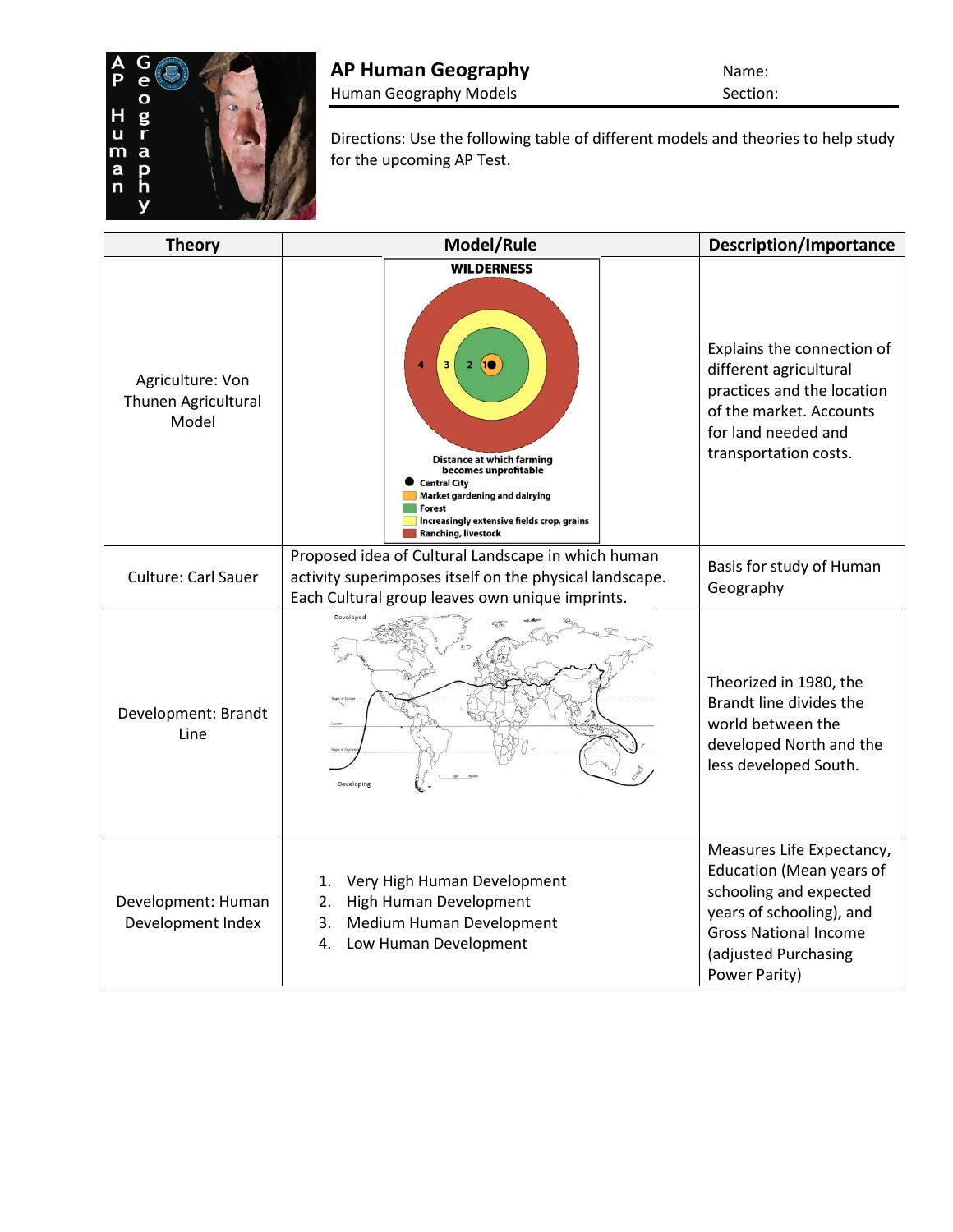# AP Human Geography

Human Geography Models

Name:

Section:

Directions: Use the following table of different models and theories to help study for the upcoming AP Test.

| Theory | Model/Rule | Description/Importance |
|---|---|---|
| Agriculture: Von Thunen Agricultural Model | WILDERNESS<br>4 3 2 1<br>Distance at which farming becomes unprofitable<br>Central City<br>Market gardening and dairying<br>Forest<br>Increasingly extensive fields crop, grains<br>Ranching, livestock | Explains the connection of different agricultural practices and the location of the market. Accounts for land needed and transportation costs. |
| Culture: Carl Sauer | Proposed idea of Cultural Landscape in which human activity superimposes itself on the physical landscape. Each Cultural group leaves own unique imprints. | Basis for study of Human Geography |
| Development: Brandt Line | Developed<br>Developing | Theorized in 1980, the Brandt line divides the world between the developed North and the less developed South. |
| Development: Human Development Index | 1. Very High Human Development<br>2. High Human Development<br>3. Medium Human Development<br>4. Low Human Development | Measures Life Expectancy, Education (Mean years of schooling and expected years of schooling), and Gross National Income (adjusted Purchasing Power Parity) |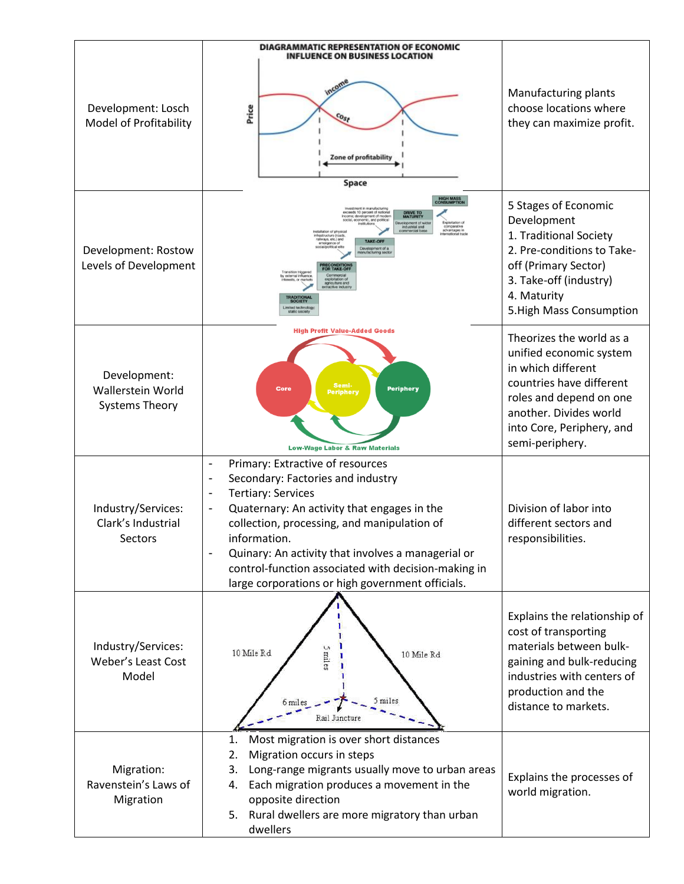| | | |
|---|---|---|
| Development: Losch Model of Profitability | DIAGRAMMATIC REPRESENTATION OF ECONOMIC INFLUENCE ON BUSINESS LOCATION | Manufacturing plants choose locations where they can maximize profit. |
| Development: Rostow Levels of Development | | 5 Stages of Economic Development<br>1. Traditional Society<br>2. Pre-conditions to Take-off (Primary Sector)<br>3. Take-off (industry)<br>4. Maturity<br>5.High Mass Consumption |
| Development: Wallerstein World Systems Theory | | Theorizes the world as a unified economic system in which different countries have different roles and depend on one another. Divides world into Core, Periphery, and semi-periphery. |
| Industry/Services: Clark's Industrial Sectors | - Primary: Extractive of resources<br>- Secondary: Factories and industry<br>- Tertiary: Services<br>- Quaternary: An activity that engages in the collection, processing, and manipulation of information.<br>- Quinary: An activity that involves a managerial or control-function associated with decision-making in large corporations or high government officials. | Division of labor into different sectors and responsibilities. |
| Industry/Services: Weber's Least Cost Model | | Explains the relationship of cost of transporting materials between bulk-gaining and bulk-reducing industries with centers of production and the distance to markets. |
| Migration: Ravenstein's Laws of Migration | 1. Most migration is over short distances<br>2. Migration occurs in steps<br>3. Long-range migrants usually move to urban areas<br>4. Each migration produces a movement in the opposite direction<br>5. Rural dwellers are more migratory than urban dwellers | Explains the processes of world migration. |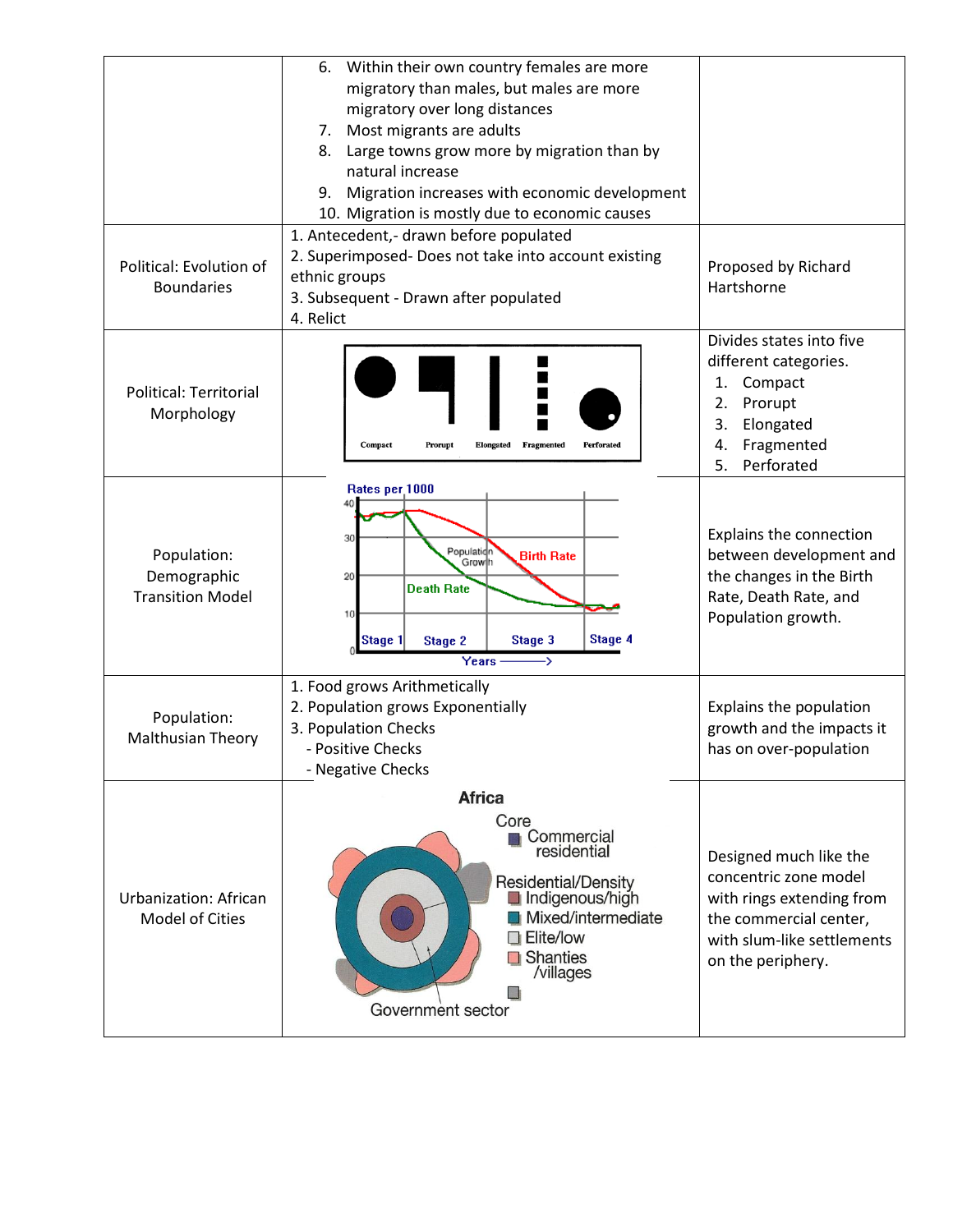| | | |
|---|---|---|
| | 6. Within their own country females are more migratory than males, but males are more migratory over long distances<br>7. Most migrants are adults<br>8. Large towns grow more by migration than by natural increase<br>9. Migration increases with economic development<br>10. Migration is mostly due to economic causes | |
| Political: Evolution of Boundaries | 1. Antecedent,- drawn before populated<br>2. Superimposed- Does not take into account existing ethnic groups<br>3. Subsequent - Drawn after populated<br>4. Relict | Proposed by Richard Hartshorne |
| Political: Territorial Morphology | Compact, Prorupt, Elongated, Fragmented, Perforated | Divides states into five different categories.<br>1. Compact<br>2. Prorupt<br>3. Elongated<br>4. Fragmented<br>5. Perforated |
| Population: Demographic Transition Model | Rates per 1000; Birth Rate; Death Rate; Population Growth; Stage 1, Stage 2, Stage 3, Stage 4; Years → | Explains the connection between development and the changes in the Birth Rate, Death Rate, and Population growth. |
| Population: Malthusian Theory | 1. Food grows Arithmetically<br>2. Population grows Exponentially<br>3. Population Checks<br>- Positive Checks<br>- Negative Checks | Explains the population growth and the impacts it has on over-population |
| Urbanization: African Model of Cities | Africa<br>Core: Commercial residential<br>Residential/Density: Indigenous/high; Mixed/intermediate; Elite/low; Shanties/villages<br>Government sector | Designed much like the concentric zone model with rings extending from the commercial center, with slum-like settlements on the periphery. |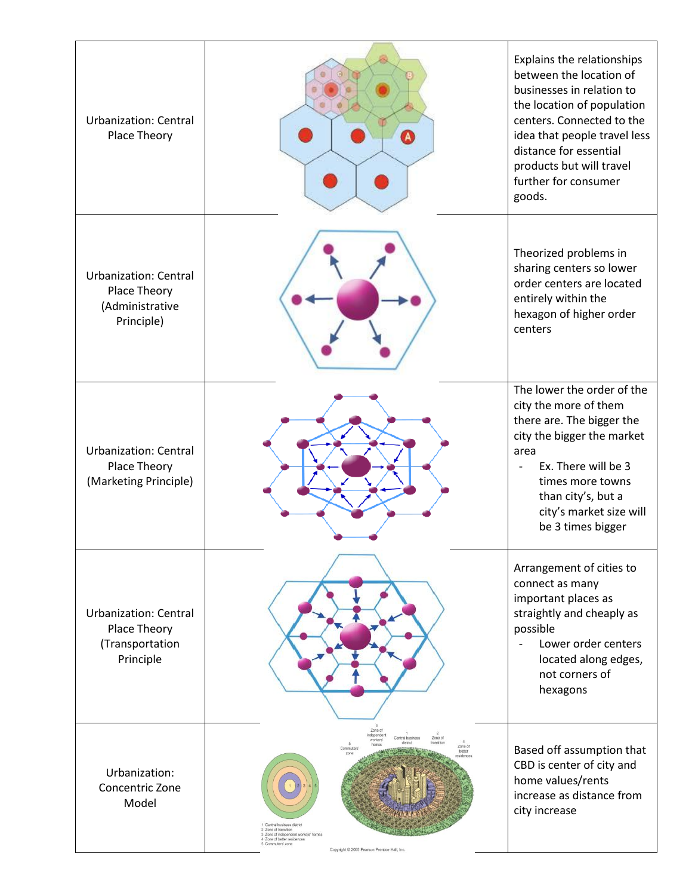| | | |
|---|---|---|
| Urbanization: Central Place Theory | | Explains the relationships between the location of businesses in relation to the location of population centers. Connected to the idea that people travel less distance for essential products but will travel further for consumer goods. |
| Urbanization: Central Place Theory (Administrative Principle) | | Theorized problems in sharing centers so lower order centers are located entirely within the hexagon of higher order centers |
| Urbanization: Central Place Theory (Marketing Principle) | | The lower the order of the city the more of them there are. The bigger the city the bigger the market area<br>- Ex. There will be 3 times more towns than city's, but a city's market size will be 3 times bigger |
| Urbanization: Central Place Theory (Transportation Principle | | Arrangement of cities to connect as many important places as straightly and cheaply as possible<br>- Lower order centers located along edges, not corners of hexagons |
| Urbanization: Concentric Zone Model | | Based off assumption that CBD is center of city and home values/rents increase as distance from city increase |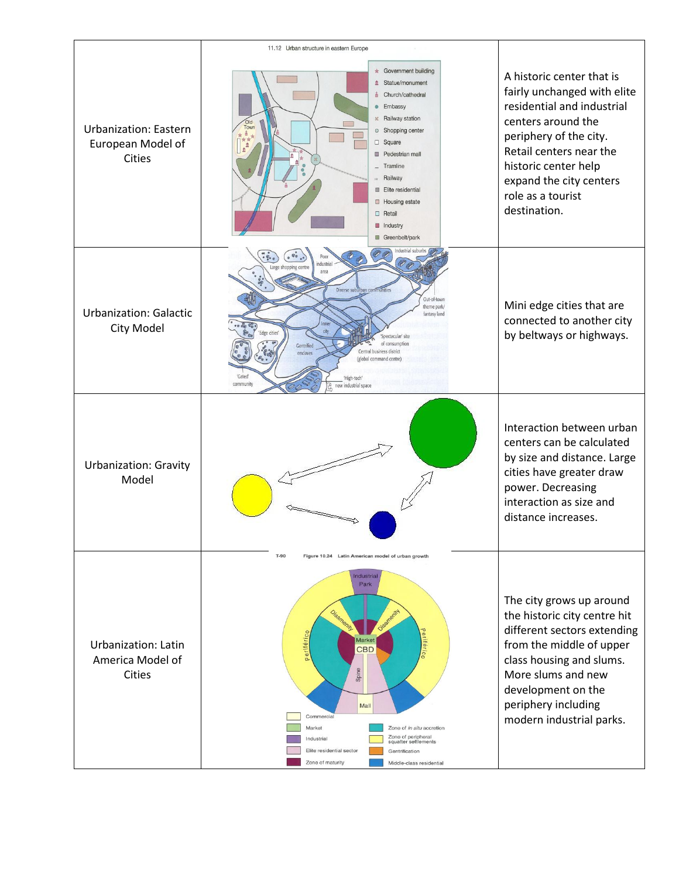| | | |
|---|---|---|
| Urbanization: Eastern European Model of Cities | | A historic center that is fairly unchanged with elite residential and industrial centers around the periphery of the city. Retail centers near the historic center help expand the city centers role as a tourist destination. |
| Urbanization: Galactic City Model | | Mini edge cities that are connected to another city by beltways or highways. |
| Urbanization: Gravity Model | | Interaction between urban centers can be calculated by size and distance. Large cities have greater draw power. Decreasing interaction as size and distance increases. |
| Urbanization: Latin America Model of Cities | | The city grows up around the historic city centre hit different sectors extending from the middle of upper class housing and slums. More slums and new development on the periphery including modern industrial parks. |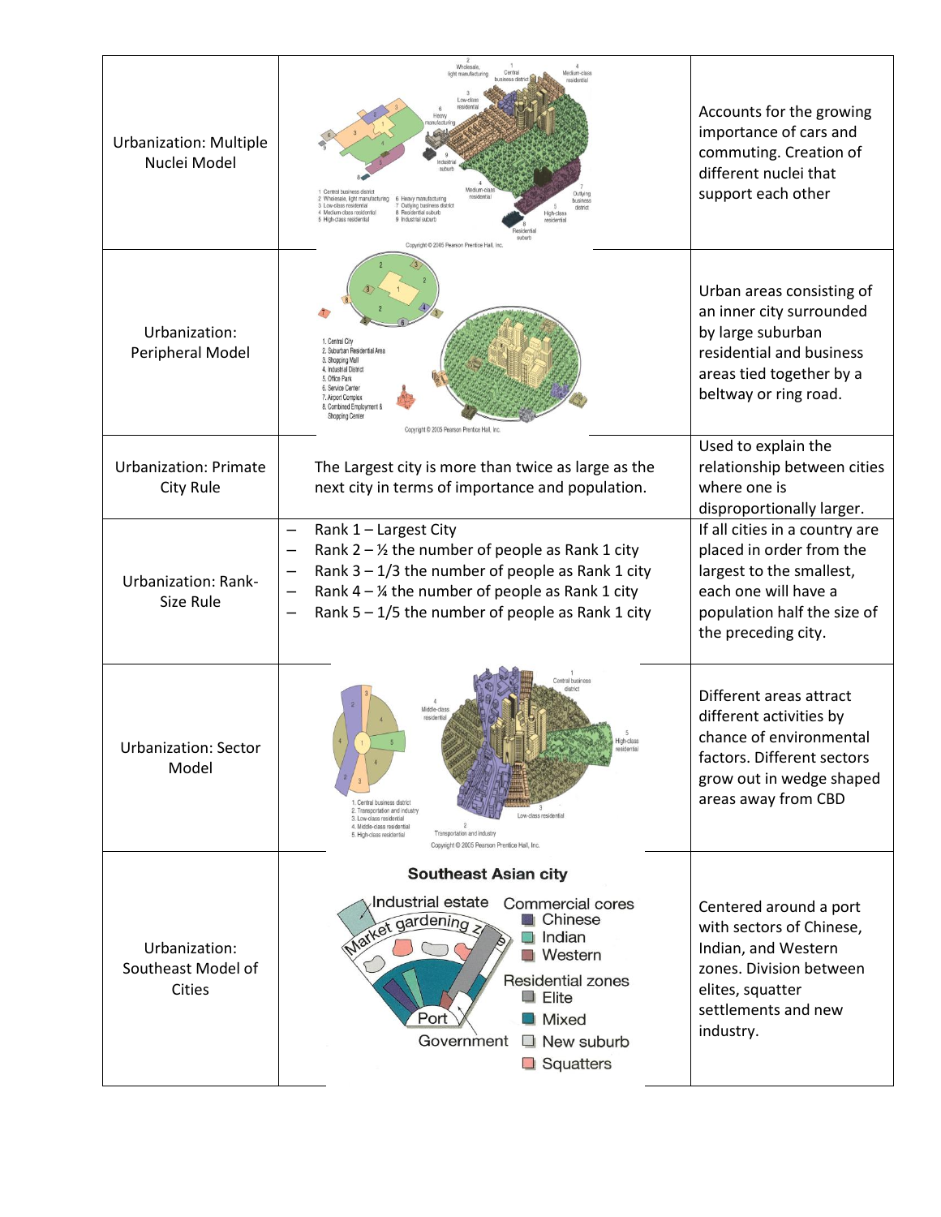| | | |
|---|---|---|
| Urbanization: Multiple Nuclei Model | 1 Central business district; 2 Wholesale, light manufacturing; 3 Low-class residential; 4 Medium-class residential; 5 High-class residential; 6 Heavy manufacturing; 7 Outlying business district; 8 Residential suburb; 9 Industrial suburb. Copyright © 2005 Pearson Prentice Hall, Inc. | Accounts for the growing importance of cars and commuting. Creation of different nuclei that support each other |
| Urbanization: Peripheral Model | 1. Central City; 2. Suburban Residential Area; 3. Shopping Mall; 4. Industrial District; 5. Office Park; 6. Service Center; 7. Airport Complex; 8. Combined Employment & Shopping Center. Copyright © 2005 Pearson Prentice Hall, Inc. | Urban areas consisting of an inner city surrounded by large suburban residential and business areas tied together by a beltway or ring road. |
| Urbanization: Primate City Rule | The Largest city is more than twice as large as the next city in terms of importance and population. | Used to explain the relationship between cities where one is disproportionally larger. |
| Urbanization: Rank-Size Rule | – Rank 1 – Largest City<br>– Rank 2 – ½ the number of people as Rank 1 city<br>– Rank 3 – 1/3 the number of people as Rank 1 city<br>– Rank 4 – ¼ the number of people as Rank 1 city<br>– Rank 5 – 1/5 the number of people as Rank 1 city | If all cities in a country are placed in order from the largest to the smallest, each one will have a population half the size of the preceding city. |
| Urbanization: Sector Model | 1. Central business district; 2. Transportation and industry; 3. Low-class residential; 4. Middle-class residential; 5. High-class residential. Copyright © 2005 Pearson Prentice Hall, Inc. | Different areas attract different activities by chance of environmental factors. Different sectors grow out in wedge shaped areas away from CBD |
| Urbanization: Southeast Model of Cities | **Southeast Asian city**<br>Industrial estate; Market gardening zone; Port; Government<br>Commercial cores: Chinese, Indian, Western<br>Residential zones: Elite, Mixed, New suburb, Squatters | Centered around a port with sectors of Chinese, Indian, and Western zones. Division between elites, squatter settlements and new industry. |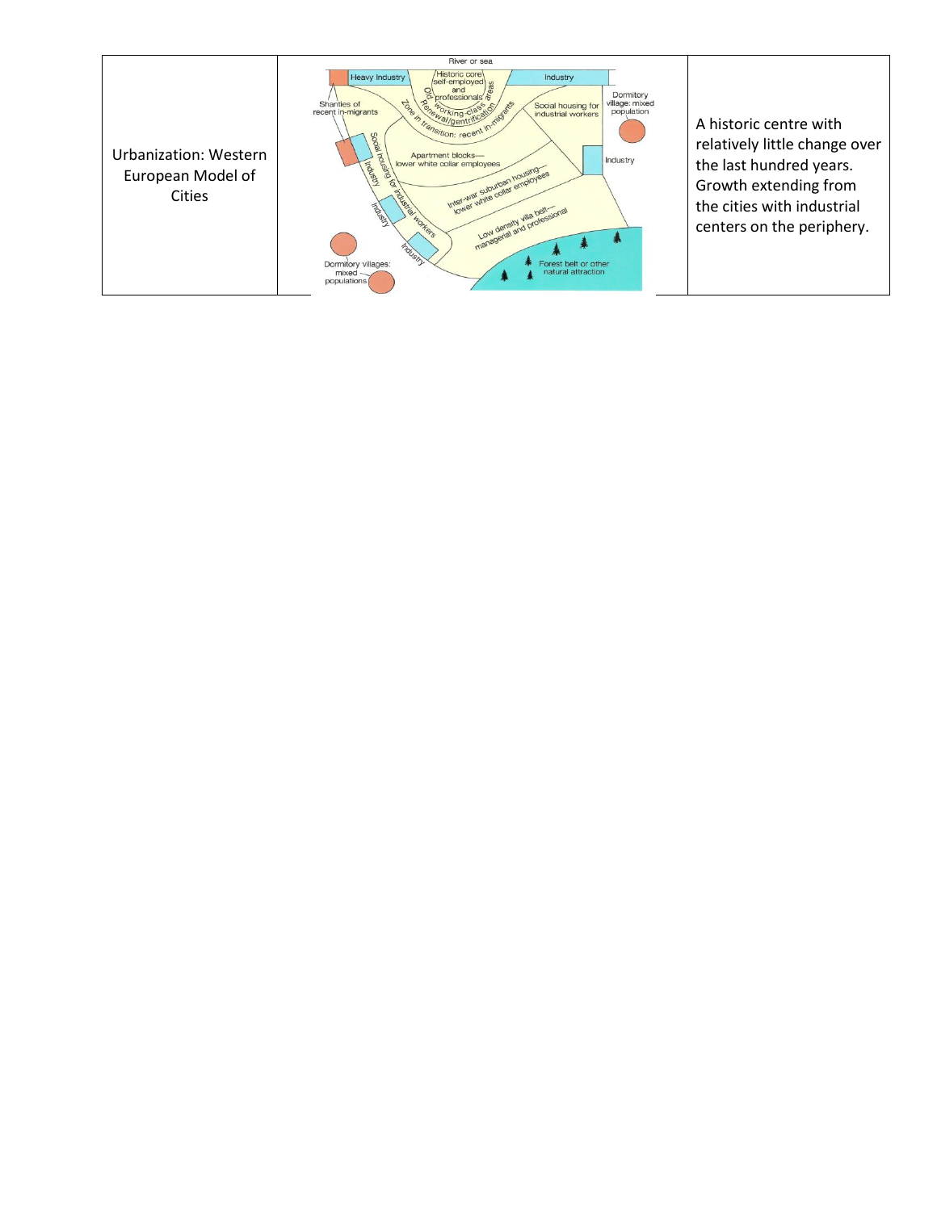| | | |
|---|---|---|
| Urbanization: Western European Model of Cities | River or sea<br>Heavy Industry<br>Historic core self-employed and professionals<br>Industry<br>Old working-class areas<br>Renewal/gentrification<br>Zone in transition: recent in-migrants<br>Shanties of recent in-migrants<br>Social housing for industrial workers<br>Dormitory village: mixed population<br>Apartment blocks—lower white collar employees<br>Industry<br>Social housing for industrial workers<br>Industry<br>Inter-war suburban housing—lower white collar employees<br>Industry<br>Low density villa belt—managerial and professional<br>Industry<br>Forest belt or other natural attraction<br>Dormitory villages: mixed populations | A historic centre with relatively little change over the last hundred years. Growth extending from the cities with industrial centers on the periphery. |